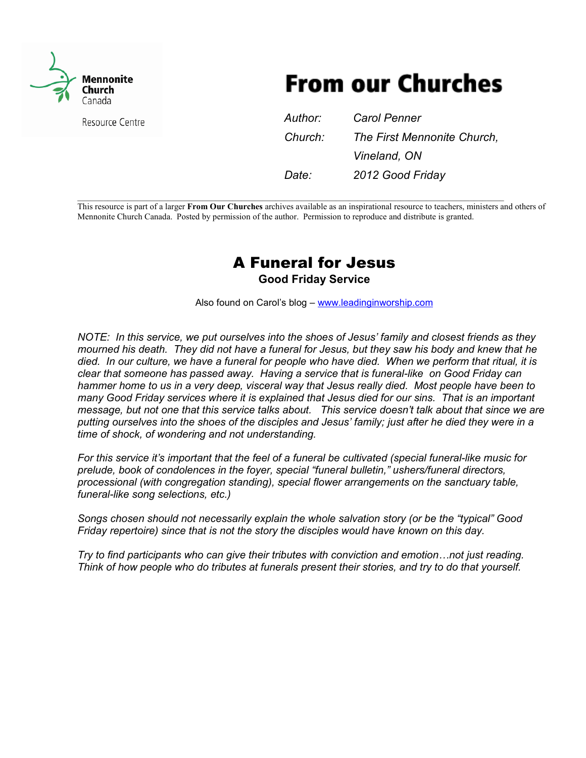Mennonite Church Canada

Resource Centre

# From our Churches

*Author:* *Carol Penner*

*Church:* *The First Mennonite Church, Vineland, ON*

*Date:* *2012 Good Friday*

---

This resource is part of a larger **From Our Churches** archives available as an inspirational resource to teachers, ministers and others of Mennonite Church Canada. Posted by permission of the author. Permission to reproduce and distribute is granted.

## A Funeral for Jesus

### Good Friday Service

Also found on Carol's blog – www.leadinginworship.com

*NOTE: In this service, we put ourselves into the shoes of Jesus' family and closest friends as they mourned his death. They did not have a funeral for Jesus, but they saw his body and knew that he died. In our culture, we have a funeral for people who have died. When we perform that ritual, it is clear that someone has passed away. Having a service that is funeral-like on Good Friday can hammer home to us in a very deep, visceral way that Jesus really died. Most people have been to many Good Friday services where it is explained that Jesus died for our sins. That is an important message, but not one that this service talks about. This service doesn't talk about that since we are putting ourselves into the shoes of the disciples and Jesus' family; just after he died they were in a time of shock, of wondering and not understanding.*

*For this service it's important that the feel of a funeral be cultivated (special funeral-like music for prelude, book of condolences in the foyer, special "funeral bulletin," ushers/funeral directors, processional (with congregation standing), special flower arrangements on the sanctuary table, funeral-like song selections, etc.)*

*Songs chosen should not necessarily explain the whole salvation story (or be the "typical" Good Friday repertoire) since that is not the story the disciples would have known on this day.*

*Try to find participants who can give their tributes with conviction and emotion…not just reading. Think of how people who do tributes at funerals present their stories, and try to do that yourself.*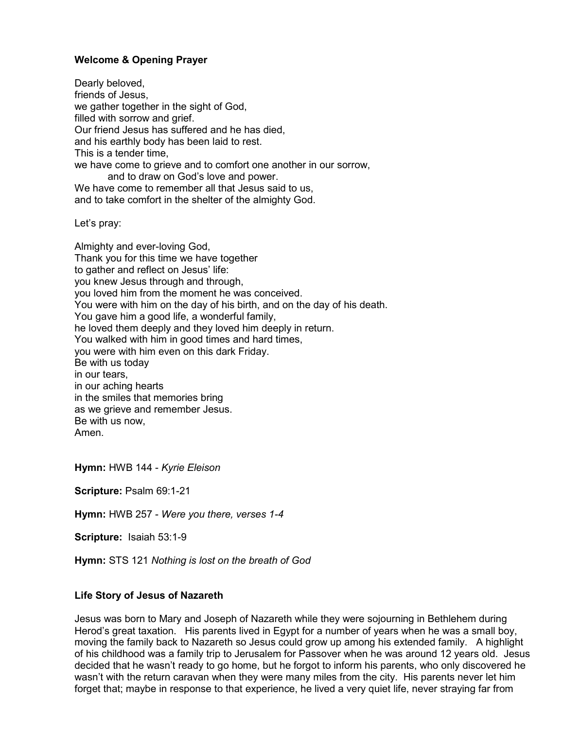**Welcome & Opening Prayer**

Dearly beloved,
friends of Jesus,
we gather together in the sight of God,
filled with sorrow and grief.
Our friend Jesus has suffered and he has died,
and his earthly body has been laid to rest.
This is a tender time,
we have come to grieve and to comfort one another in our sorrow,
and to draw on God's love and power.
We have come to remember all that Jesus said to us,
and to take comfort in the shelter of the almighty God.

Let's pray:

Almighty and ever-loving God,
Thank you for this time we have together
to gather and reflect on Jesus' life:
you knew Jesus through and through,
you loved him from the moment he was conceived.
You were with him on the day of his birth, and on the day of his death.
You gave him a good life, a wonderful family,
he loved them deeply and they loved him deeply in return.
You walked with him in good times and hard times,
you were with him even on this dark Friday.
Be with us today
in our tears,
in our aching hearts
in the smiles that memories bring
as we grieve and remember Jesus.
Be with us now,
Amen.

**Hymn:** HWB 144 - *Kyrie Eleison*

**Scripture:** Psalm 69:1-21

**Hymn:** HWB 257 - *Were you there, verses 1-4*

**Scripture:** Isaiah 53:1-9

**Hymn:** STS 121 *Nothing is lost on the breath of God*

**Life Story of Jesus of Nazareth**

Jesus was born to Mary and Joseph of Nazareth while they were sojourning in Bethlehem during Herod's great taxation. His parents lived in Egypt for a number of years when he was a small boy, moving the family back to Nazareth so Jesus could grow up among his extended family. A highlight of his childhood was a family trip to Jerusalem for Passover when he was around 12 years old. Jesus decided that he wasn't ready to go home, but he forgot to inform his parents, who only discovered he wasn't with the return caravan when they were many miles from the city. His parents never let him forget that; maybe in response to that experience, he lived a very quiet life, never straying far from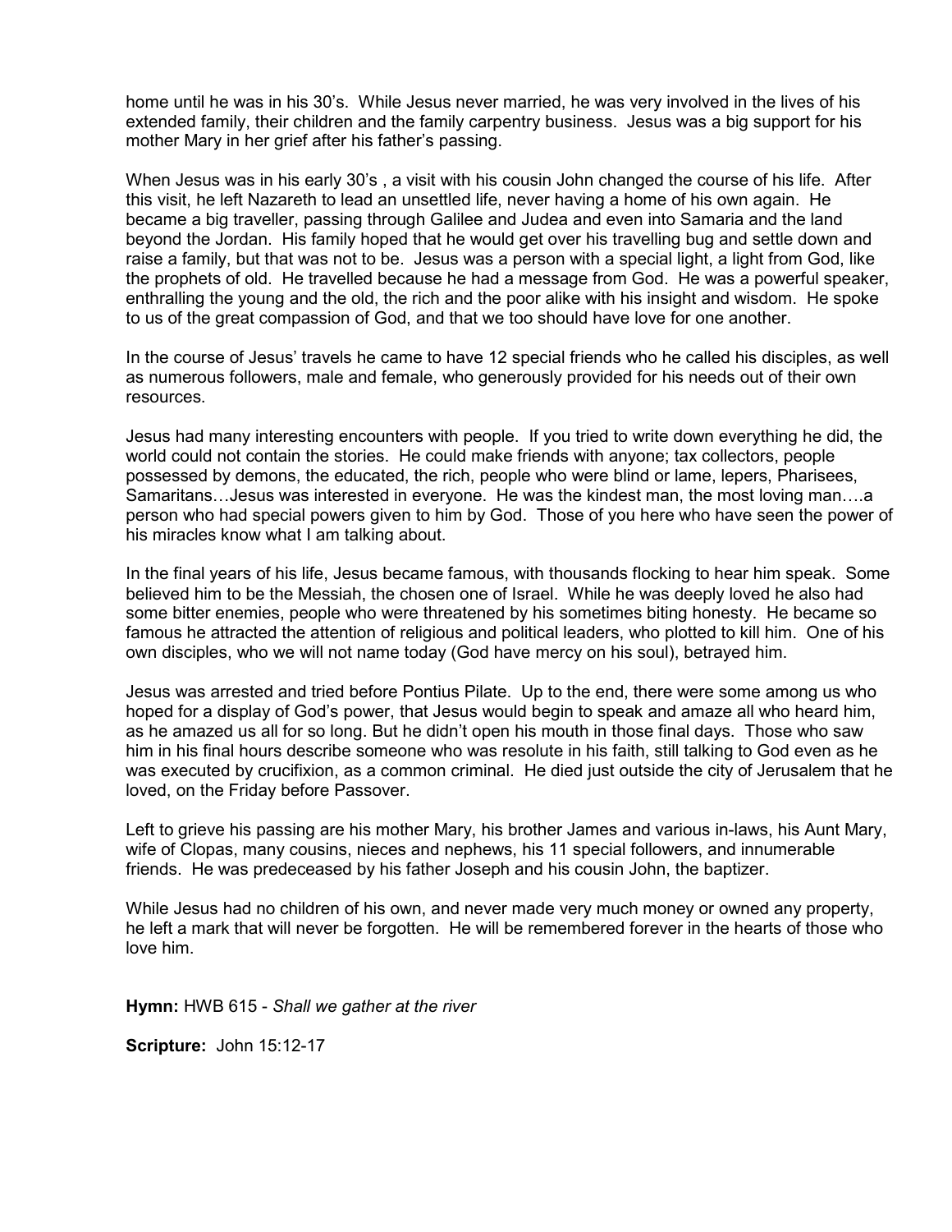home until he was in his 30's. While Jesus never married, he was very involved in the lives of his extended family, their children and the family carpentry business. Jesus was a big support for his mother Mary in her grief after his father's passing.

When Jesus was in his early 30's , a visit with his cousin John changed the course of his life. After this visit, he left Nazareth to lead an unsettled life, never having a home of his own again. He became a big traveller, passing through Galilee and Judea and even into Samaria and the land beyond the Jordan. His family hoped that he would get over his travelling bug and settle down and raise a family, but that was not to be. Jesus was a person with a special light, a light from God, like the prophets of old. He travelled because he had a message from God. He was a powerful speaker, enthralling the young and the old, the rich and the poor alike with his insight and wisdom. He spoke to us of the great compassion of God, and that we too should have love for one another.

In the course of Jesus' travels he came to have 12 special friends who he called his disciples, as well as numerous followers, male and female, who generously provided for his needs out of their own resources.

Jesus had many interesting encounters with people. If you tried to write down everything he did, the world could not contain the stories. He could make friends with anyone; tax collectors, people possessed by demons, the educated, the rich, people who were blind or lame, lepers, Pharisees, Samaritans…Jesus was interested in everyone. He was the kindest man, the most loving man….a person who had special powers given to him by God. Those of you here who have seen the power of his miracles know what I am talking about.

In the final years of his life, Jesus became famous, with thousands flocking to hear him speak. Some believed him to be the Messiah, the chosen one of Israel. While he was deeply loved he also had some bitter enemies, people who were threatened by his sometimes biting honesty. He became so famous he attracted the attention of religious and political leaders, who plotted to kill him. One of his own disciples, who we will not name today (God have mercy on his soul), betrayed him.

Jesus was arrested and tried before Pontius Pilate. Up to the end, there were some among us who hoped for a display of God's power, that Jesus would begin to speak and amaze all who heard him, as he amazed us all for so long. But he didn't open his mouth in those final days. Those who saw him in his final hours describe someone who was resolute in his faith, still talking to God even as he was executed by crucifixion, as a common criminal. He died just outside the city of Jerusalem that he loved, on the Friday before Passover.

Left to grieve his passing are his mother Mary, his brother James and various in-laws, his Aunt Mary, wife of Clopas, many cousins, nieces and nephews, his 11 special followers, and innumerable friends. He was predeceased by his father Joseph and his cousin John, the baptizer.

While Jesus had no children of his own, and never made very much money or owned any property, he left a mark that will never be forgotten. He will be remembered forever in the hearts of those who love him.

**Hymn:** HWB 615 - *Shall we gather at the river*

**Scripture:** John 15:12-17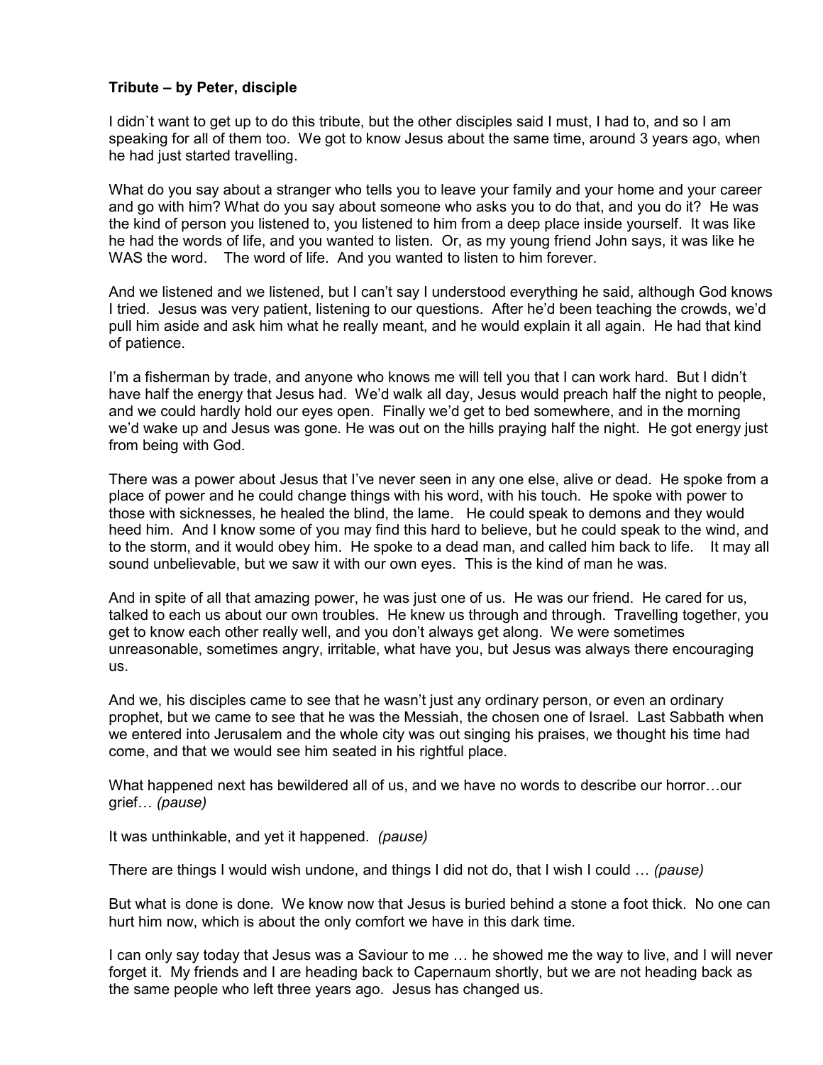**Tribute – by Peter, disciple**

I didn`t want to get up to do this tribute, but the other disciples said I must, I had to, and so I am speaking for all of them too. We got to know Jesus about the same time, around 3 years ago, when he had just started travelling.

What do you say about a stranger who tells you to leave your family and your home and your career and go with him? What do you say about someone who asks you to do that, and you do it? He was the kind of person you listened to, you listened to him from a deep place inside yourself. It was like he had the words of life, and you wanted to listen. Or, as my young friend John says, it was like he WAS the word. The word of life. And you wanted to listen to him forever.

And we listened and we listened, but I can't say I understood everything he said, although God knows I tried. Jesus was very patient, listening to our questions. After he'd been teaching the crowds, we'd pull him aside and ask him what he really meant, and he would explain it all again. He had that kind of patience.

I'm a fisherman by trade, and anyone who knows me will tell you that I can work hard. But I didn't have half the energy that Jesus had. We'd walk all day, Jesus would preach half the night to people, and we could hardly hold our eyes open. Finally we'd get to bed somewhere, and in the morning we'd wake up and Jesus was gone. He was out on the hills praying half the night. He got energy just from being with God.

There was a power about Jesus that I've never seen in any one else, alive or dead. He spoke from a place of power and he could change things with his word, with his touch. He spoke with power to those with sicknesses, he healed the blind, the lame. He could speak to demons and they would heed him. And I know some of you may find this hard to believe, but he could speak to the wind, and to the storm, and it would obey him. He spoke to a dead man, and called him back to life. It may all sound unbelievable, but we saw it with our own eyes. This is the kind of man he was.

And in spite of all that amazing power, he was just one of us. He was our friend. He cared for us, talked to each us about our own troubles. He knew us through and through. Travelling together, you get to know each other really well, and you don't always get along. We were sometimes unreasonable, sometimes angry, irritable, what have you, but Jesus was always there encouraging us.

And we, his disciples came to see that he wasn't just any ordinary person, or even an ordinary prophet, but we came to see that he was the Messiah, the chosen one of Israel. Last Sabbath when we entered into Jerusalem and the whole city was out singing his praises, we thought his time had come, and that we would see him seated in his rightful place.

What happened next has bewildered all of us, and we have no words to describe our horror…our grief… *(pause)*

It was unthinkable, and yet it happened. *(pause)*

There are things I would wish undone, and things I did not do, that I wish I could … *(pause)*

But what is done is done. We know now that Jesus is buried behind a stone a foot thick. No one can hurt him now, which is about the only comfort we have in this dark time.

I can only say today that Jesus was a Saviour to me … he showed me the way to live, and I will never forget it. My friends and I are heading back to Capernaum shortly, but we are not heading back as the same people who left three years ago. Jesus has changed us.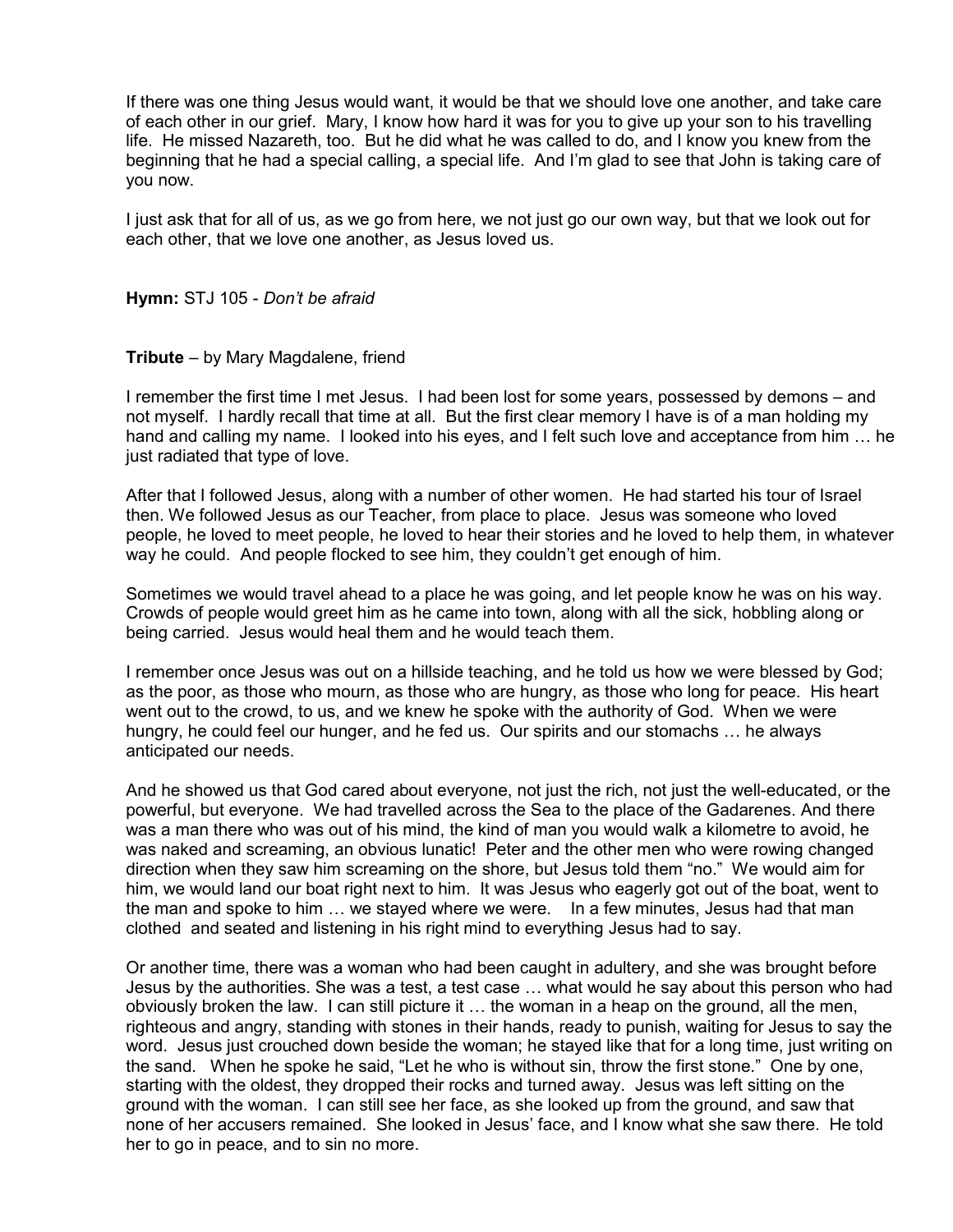If there was one thing Jesus would want, it would be that we should love one another, and take care of each other in our grief. Mary, I know how hard it was for you to give up your son to his travelling life. He missed Nazareth, too. But he did what he was called to do, and I know you knew from the beginning that he had a special calling, a special life. And I'm glad to see that John is taking care of you now.

I just ask that for all of us, as we go from here, we not just go our own way, but that we look out for each other, that we love one another, as Jesus loved us.

**Hymn:** STJ 105 - *Don't be afraid*

**Tribute** – by Mary Magdalene, friend

I remember the first time I met Jesus. I had been lost for some years, possessed by demons – and not myself. I hardly recall that time at all. But the first clear memory I have is of a man holding my hand and calling my name. I looked into his eyes, and I felt such love and acceptance from him … he just radiated that type of love.

After that I followed Jesus, along with a number of other women. He had started his tour of Israel then. We followed Jesus as our Teacher, from place to place. Jesus was someone who loved people, he loved to meet people, he loved to hear their stories and he loved to help them, in whatever way he could. And people flocked to see him, they couldn't get enough of him.

Sometimes we would travel ahead to a place he was going, and let people know he was on his way. Crowds of people would greet him as he came into town, along with all the sick, hobbling along or being carried. Jesus would heal them and he would teach them.

I remember once Jesus was out on a hillside teaching, and he told us how we were blessed by God; as the poor, as those who mourn, as those who are hungry, as those who long for peace. His heart went out to the crowd, to us, and we knew he spoke with the authority of God. When we were hungry, he could feel our hunger, and he fed us. Our spirits and our stomachs … he always anticipated our needs.

And he showed us that God cared about everyone, not just the rich, not just the well-educated, or the powerful, but everyone. We had travelled across the Sea to the place of the Gadarenes. And there was a man there who was out of his mind, the kind of man you would walk a kilometre to avoid, he was naked and screaming, an obvious lunatic! Peter and the other men who were rowing changed direction when they saw him screaming on the shore, but Jesus told them "no." We would aim for him, we would land our boat right next to him. It was Jesus who eagerly got out of the boat, went to the man and spoke to him … we stayed where we were. In a few minutes, Jesus had that man clothed and seated and listening in his right mind to everything Jesus had to say.

Or another time, there was a woman who had been caught in adultery, and she was brought before Jesus by the authorities. She was a test, a test case … what would he say about this person who had obviously broken the law. I can still picture it … the woman in a heap on the ground, all the men, righteous and angry, standing with stones in their hands, ready to punish, waiting for Jesus to say the word. Jesus just crouched down beside the woman; he stayed like that for a long time, just writing on the sand. When he spoke he said, "Let he who is without sin, throw the first stone." One by one, starting with the oldest, they dropped their rocks and turned away. Jesus was left sitting on the ground with the woman. I can still see her face, as she looked up from the ground, and saw that none of her accusers remained. She looked in Jesus' face, and I know what she saw there. He told her to go in peace, and to sin no more.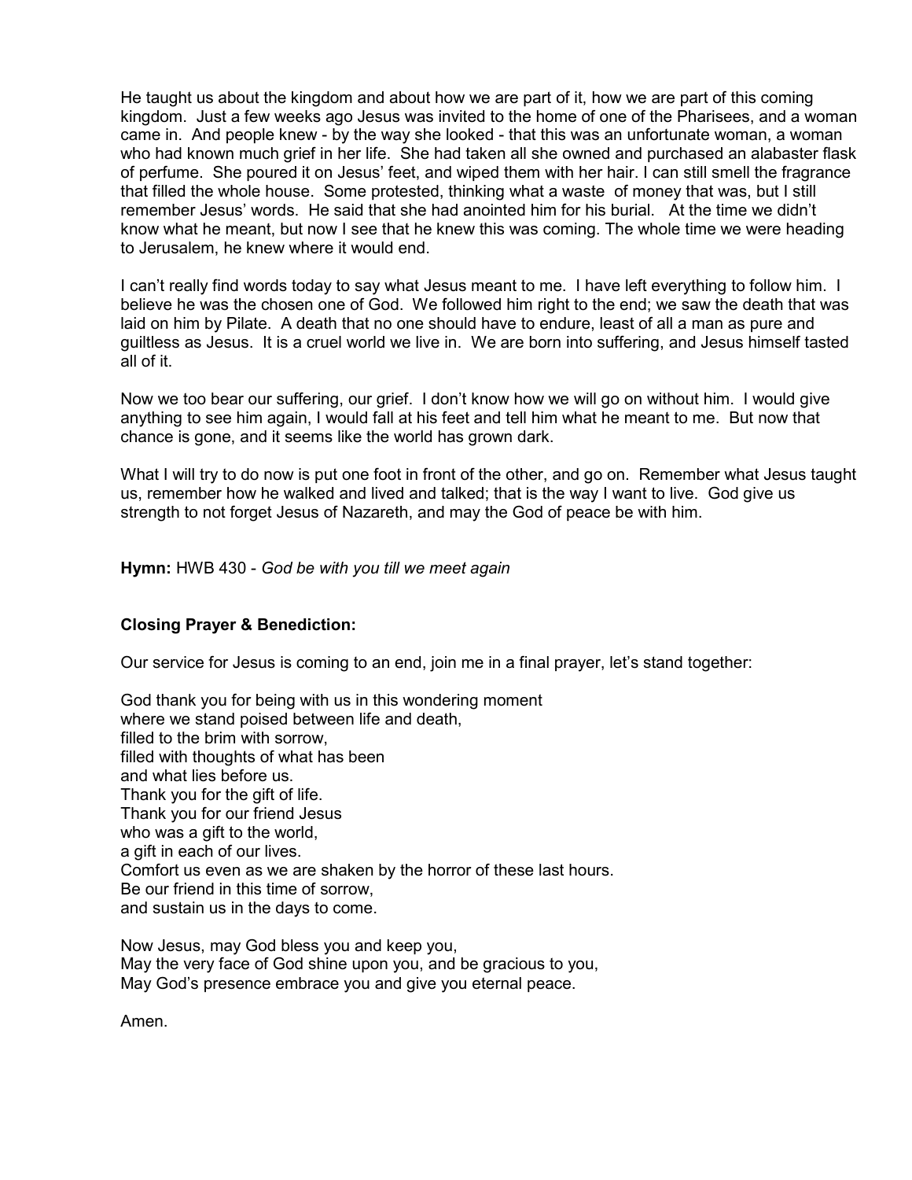He taught us about the kingdom and about how we are part of it, how we are part of this coming kingdom. Just a few weeks ago Jesus was invited to the home of one of the Pharisees, and a woman came in. And people knew - by the way she looked - that this was an unfortunate woman, a woman who had known much grief in her life. She had taken all she owned and purchased an alabaster flask of perfume. She poured it on Jesus' feet, and wiped them with her hair. I can still smell the fragrance that filled the whole house. Some protested, thinking what a waste of money that was, but I still remember Jesus' words. He said that she had anointed him for his burial. At the time we didn't know what he meant, but now I see that he knew this was coming. The whole time we were heading to Jerusalem, he knew where it would end.

I can't really find words today to say what Jesus meant to me. I have left everything to follow him. I believe he was the chosen one of God. We followed him right to the end; we saw the death that was laid on him by Pilate. A death that no one should have to endure, least of all a man as pure and guiltless as Jesus. It is a cruel world we live in. We are born into suffering, and Jesus himself tasted all of it.

Now we too bear our suffering, our grief. I don't know how we will go on without him. I would give anything to see him again, I would fall at his feet and tell him what he meant to me. But now that chance is gone, and it seems like the world has grown dark.

What I will try to do now is put one foot in front of the other, and go on. Remember what Jesus taught us, remember how he walked and lived and talked; that is the way I want to live. God give us strength to not forget Jesus of Nazareth, and may the God of peace be with him.

**Hymn:** HWB 430 - *God be with you till we meet again*

**Closing Prayer & Benediction:**

Our service for Jesus is coming to an end, join me in a final prayer, let's stand together:

God thank you for being with us in this wondering moment
where we stand poised between life and death,
filled to the brim with sorrow,
filled with thoughts of what has been
and what lies before us.
Thank you for the gift of life.
Thank you for our friend Jesus
who was a gift to the world,
a gift in each of our lives.
Comfort us even as we are shaken by the horror of these last hours.
Be our friend in this time of sorrow,
and sustain us in the days to come.

Now Jesus, may God bless you and keep you,
May the very face of God shine upon you, and be gracious to you,
May God's presence embrace you and give you eternal peace.

Amen.